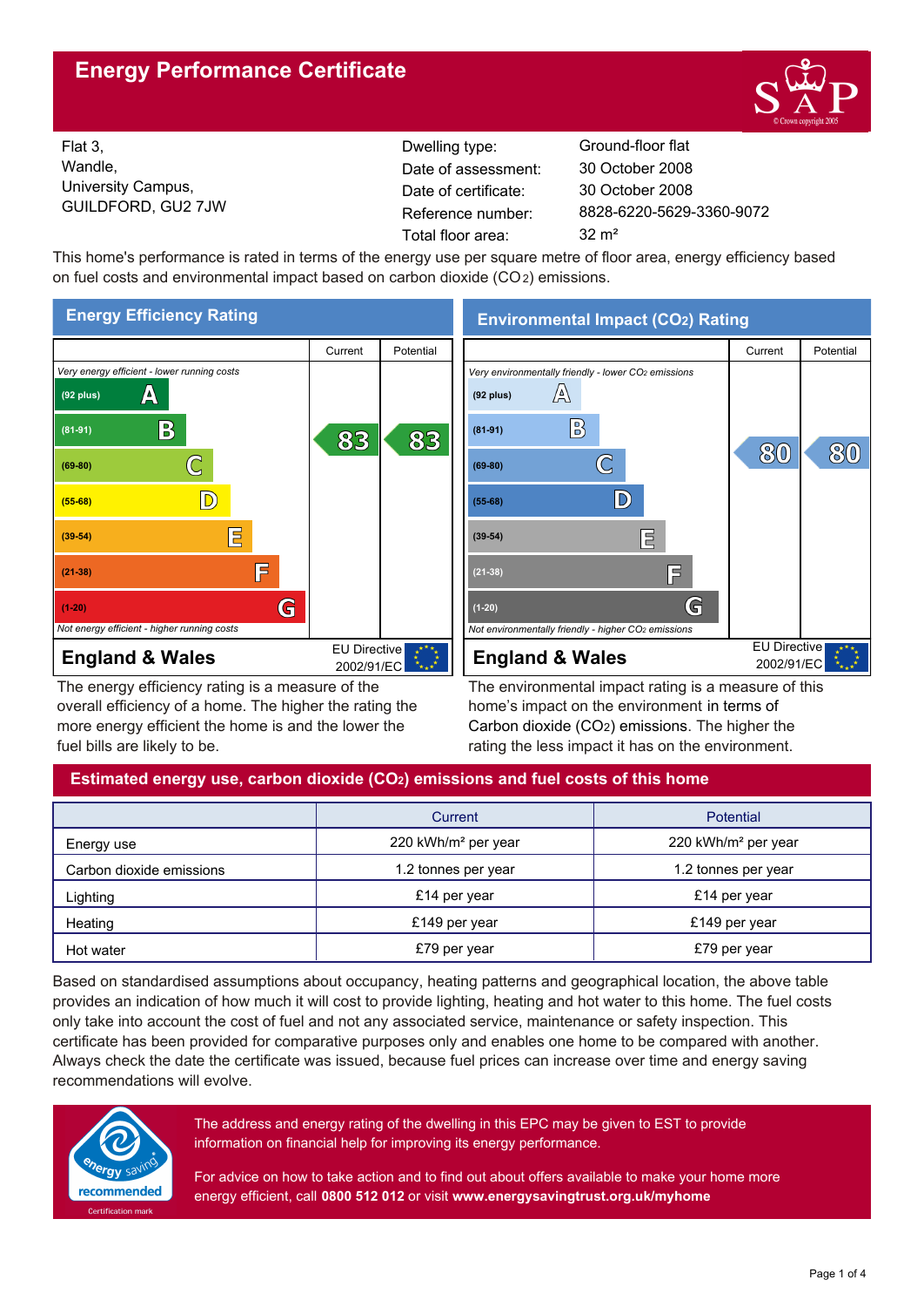# Energy Performance Certificate

Flat 3,
Wandle,
University Campus,
GUILDFORD, GU2 7JW

| | |
|---|---|
| Dwelling type: | Ground-floor flat |
| Date of assessment: | 30 October 2008 |
| Date of certificate: | 30 October 2008 |
| Reference number: | 8828-6220-5629-3360-9072 |
| Total floor area: | 32 m² |

This home's performance is rated in terms of the energy use per square metre of floor area, energy efficiency based on fuel costs and environmental impact based on carbon dioxide ($CO_2$) emissions.

## Energy Efficiency Rating

| | Current | Potential |
|---|---|---|
| *Very energy efficient - lower running costs* | | |
| (92 plus) A | | |
| (81-91) B | 83 | 83 |
| (69-80) C | | |
| (55-68) D | | |
| (39-54) E | | |
| (21-38) F | | |
| (1-20) G | | |
| *Not energy efficient - higher running costs* | | |

**England & Wales** EU Directive 2002/91/EC

The energy efficiency rating is a measure of the overall efficiency of a home. The higher the rating the more energy efficient the home is and the lower the fuel bills are likely to be.

## Environmental Impact ($CO_2$) Rating

| | Current | Potential |
|---|---|---|
| *Very environmentally friendly - lower $CO_2$ emissions* | | |
| (92 plus) A | | |
| (81-91) B | | |
| (69-80) C | 80 | 80 |
| (55-68) D | | |
| (39-54) E | | |
| (21-38) F | | |
| (1-20) G | | |
| *Not environmentally friendly - higher $CO_2$ emissions* | | |

**England & Wales** EU Directive 2002/91/EC

The environmental impact rating is a measure of this home's impact on the environment in terms of Carbon dioxide ($CO_2$) emissions. The higher the rating the less impact it has on the environment.

## Estimated energy use, carbon dioxide ($CO_2$) emissions and fuel costs of this home

| | Current | Potential |
|---|---|---|
| Energy use | 220 kWh/m² per year | 220 kWh/m² per year |
| Carbon dioxide emissions | 1.2 tonnes per year | 1.2 tonnes per year |
| Lighting | £14 per year | £14 per year |
| Heating | £149 per year | £149 per year |
| Hot water | £79 per year | £79 per year |

Based on standardised assumptions about occupancy, heating patterns and geographical location, the above table provides an indication of how much it will cost to provide lighting, heating and hot water to this home. The fuel costs only take into account the cost of fuel and not any associated service, maintenance or safety inspection. This certificate has been provided for comparative purposes only and enables one home to be compared with another. Always check the date the certificate was issued, because fuel prices can increase over time and energy saving recommendations will evolve.

energy saving recommended — Certification mark

The address and energy rating of the dwelling in this EPC may be given to EST to provide information on financial help for improving its energy performance.

For advice on how to take action and to find out about offers available to make your home more energy efficient, call **0800 512 012** or visit **www.energysavingtrust.org.uk/myhome**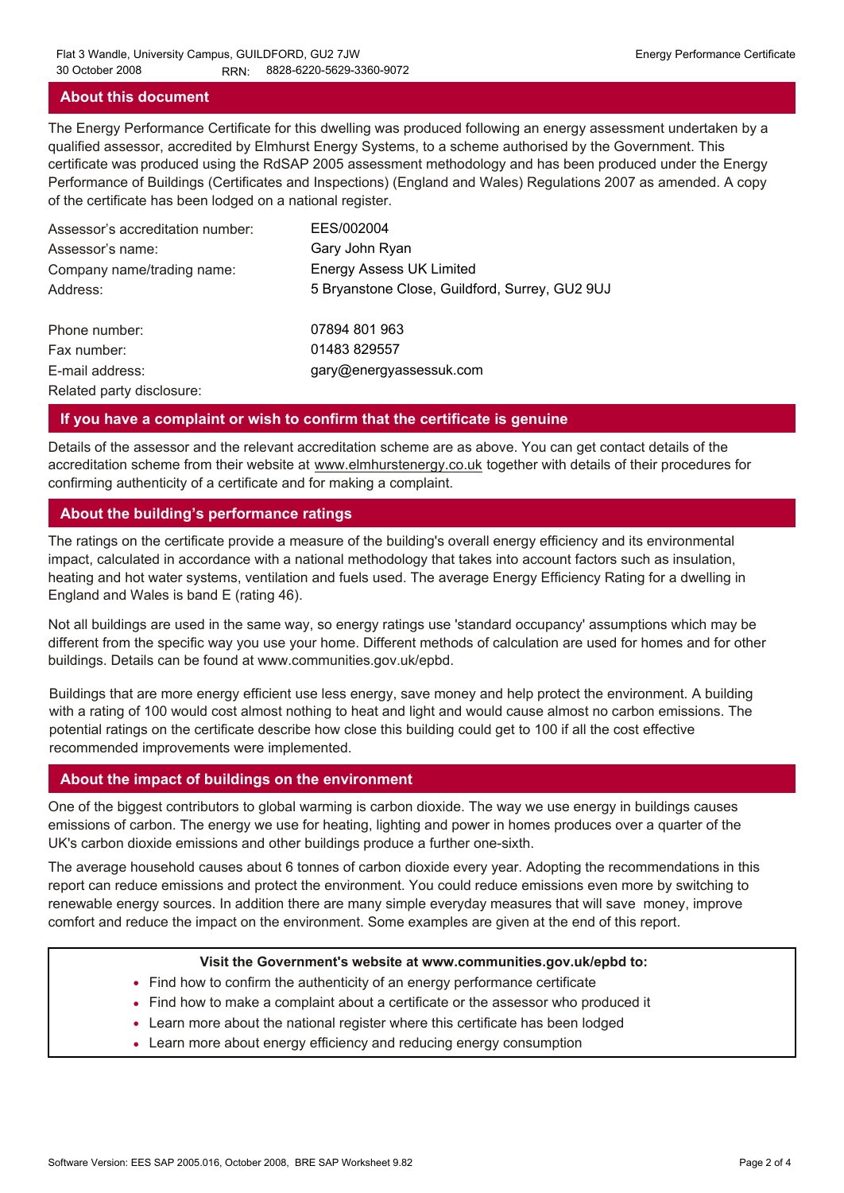## About this document

The Energy Performance Certificate for this dwelling was produced following an energy assessment undertaken by a qualified assessor, accredited by Elmhurst Energy Systems, to a scheme authorised by the Government. This certificate was produced using the RdSAP 2005 assessment methodology and has been produced under the Energy Performance of Buildings (Certificates and Inspections) (England and Wales) Regulations 2007 as amended. A copy of the certificate has been lodged on a national register.

| | |
|---|---|
| Assessor's accreditation number: | EES/002004 |
| Assessor's name: | Gary John Ryan |
| Company name/trading name: | Energy Assess UK Limited |
| Address: | 5 Bryanstone Close, Guildford, Surrey, GU2 9UJ |
| Phone number: | 07894 801 963 |
| Fax number: | 01483 829557 |
| E-mail address: | gary@energyassessuk.com |
| Related party disclosure: | |

## If you have a complaint or wish to confirm that the certificate is genuine

Details of the assessor and the relevant accreditation scheme are as above. You can get contact details of the accreditation scheme from their website at www.elmhurstenergy.co.uk together with details of their procedures for confirming authenticity of a certificate and for making a complaint.

## About the building's performance ratings

The ratings on the certificate provide a measure of the building's overall energy efficiency and its environmental impact, calculated in accordance with a national methodology that takes into account factors such as insulation, heating and hot water systems, ventilation and fuels used. The average Energy Efficiency Rating for a dwelling in England and Wales is band E (rating 46).

Not all buildings are used in the same way, so energy ratings use 'standard occupancy' assumptions which may be different from the specific way you use your home. Different methods of calculation are used for homes and for other buildings. Details can be found at www.communities.gov.uk/epbd.

Buildings that are more energy efficient use less energy, save money and help protect the environment. A building with a rating of 100 would cost almost nothing to heat and light and would cause almost no carbon emissions. The potential ratings on the certificate describe how close this building could get to 100 if all the cost effective recommended improvements were implemented.

## About the impact of buildings on the environment

One of the biggest contributors to global warming is carbon dioxide. The way we use energy in buildings causes emissions of carbon. The energy we use for heating, lighting and power in homes produces over a quarter of the UK's carbon dioxide emissions and other buildings produce a further one-sixth.

The average household causes about 6 tonnes of carbon dioxide every year. Adopting the recommendations in this report can reduce emissions and protect the environment. You could reduce emissions even more by switching to renewable energy sources. In addition there are many simple everyday measures that will save money, improve comfort and reduce the impact on the environment. Some examples are given at the end of this report.

**Visit the Government's website at www.communities.gov.uk/epbd to:**

- Find how to confirm the authenticity of an energy performance certificate
- Find how to make a complaint about a certificate or the assessor who produced it
- Learn more about the national register where this certificate has been lodged
- Learn more about energy efficiency and reducing energy consumption

Software Version: EES SAP 2005.016, October 2008, BRE SAP Worksheet 9.82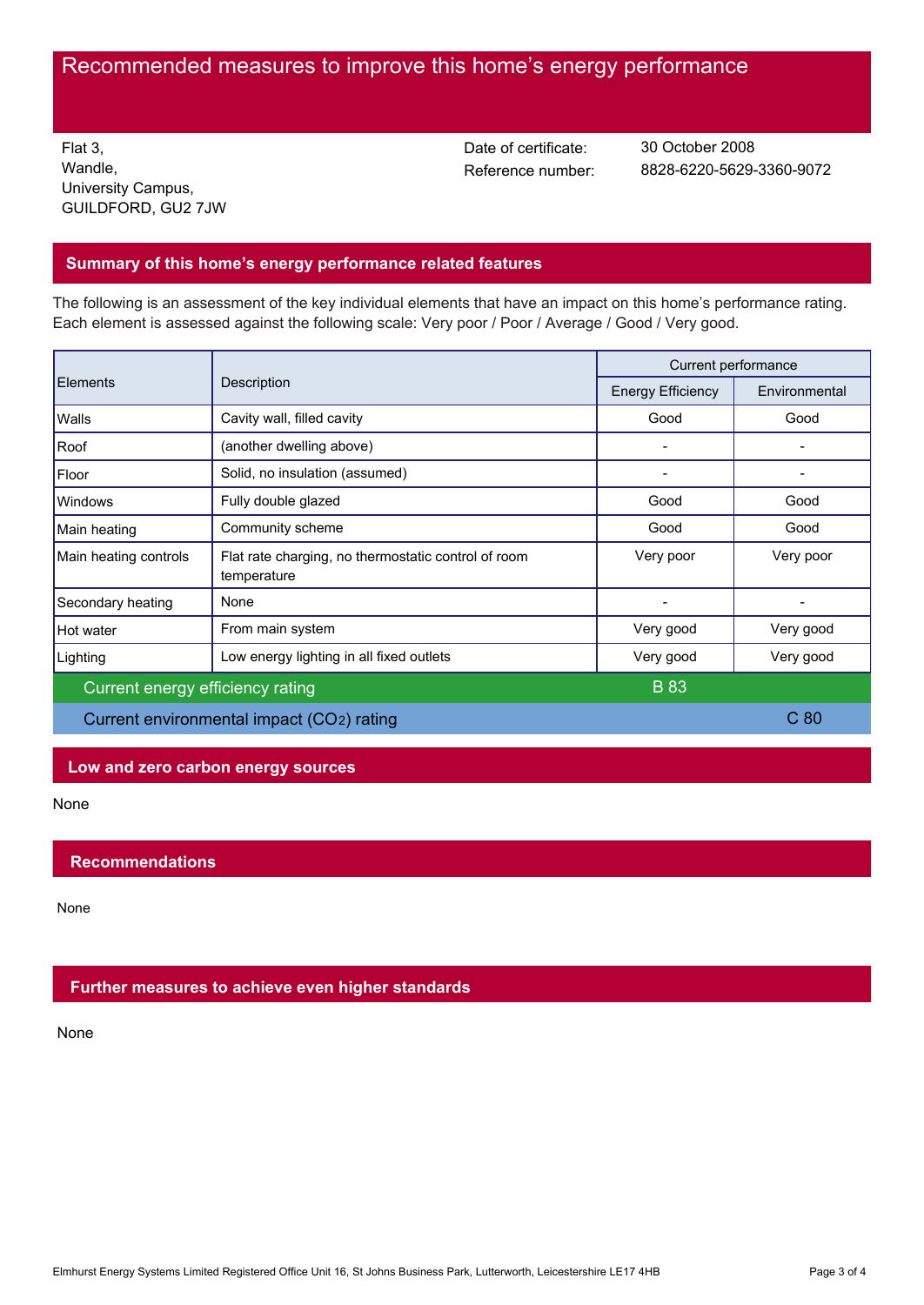# Recommended measures to improve this home's energy performance

Flat 3,
Wandle,
University Campus,
GUILDFORD, GU2 7JW

Date of certificate: 30 October 2008
Reference number: 8828-6220-5629-3360-9072

## Summary of this home's energy performance related features

The following is an assessment of the key individual elements that have an impact on this home's performance rating. Each element is assessed against the following scale: Very poor / Poor / Average / Good / Very good.

| Elements | Description | Current performance | |
|---|---|---|---|
| | | Energy Efficiency | Environmental |
| Walls | Cavity wall, filled cavity | Good | Good |
| Roof | (another dwelling above) | - | - |
| Floor | Solid, no insulation (assumed) | - | - |
| Windows | Fully double glazed | Good | Good |
| Main heating | Community scheme | Good | Good |
| Main heating controls | Flat rate charging, no thermostatic control of room temperature | Very poor | Very poor |
| Secondary heating | None | - | - |
| Hot water | From main system | Very good | Very good |
| Lighting | Low energy lighting in all fixed outlets | Very good | Very good |
| Current energy efficiency rating | | B 83 | |
| Current environmental impact ($CO_2$) rating | | | C 80 |

## Low and zero carbon energy sources

None

## Recommendations

None

## Further measures to achieve even higher standards

None

Elmhurst Energy Systems Limited Registered Office Unit 16, St Johns Business Park, Lutterworth, Leicestershire LE17 4HB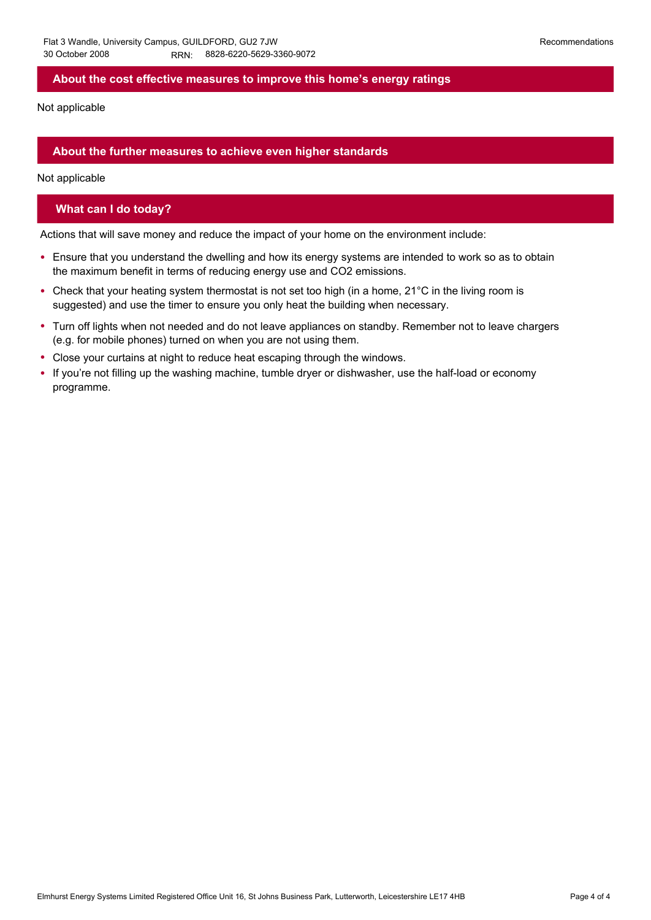## About the cost effective measures to improve this home's energy ratings

Not applicable

## About the further measures to achieve even higher standards

Not applicable

## What can I do today?

Actions that will save money and reduce the impact of your home on the environment include:

- Ensure that you understand the dwelling and how its energy systems are intended to work so as to obtain the maximum benefit in terms of reducing energy use and $CO_2$ emissions.
- Check that your heating system thermostat is not set too high (in a home, 21°C in the living room is suggested) and use the timer to ensure you only heat the building when necessary.
- Turn off lights when not needed and do not leave appliances on standby. Remember not to leave chargers (e.g. for mobile phones) turned on when you are not using them.
- Close your curtains at night to reduce heat escaping through the windows.
- If you're not filling up the washing machine, tumble dryer or dishwasher, use the half-load or economy programme.